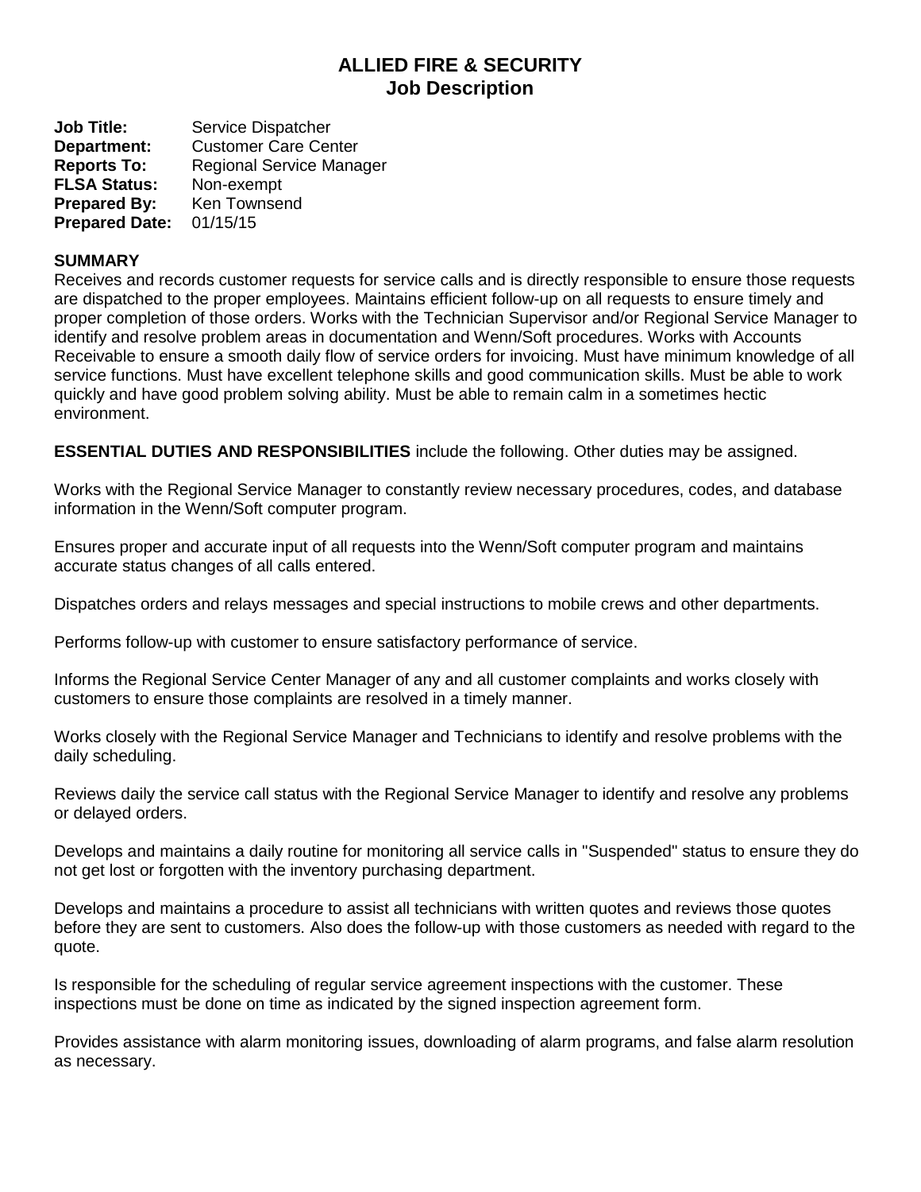# ALLIED FIRE & SECURITY
## Job Description

**Job Title:** Service Dispatcher
**Department:** Customer Care Center
**Reports To:** Regional Service Manager
**FLSA Status:** Non-exempt
**Prepared By:** Ken Townsend
**Prepared Date:** 01/15/15

**SUMMARY**

Receives and records customer requests for service calls and is directly responsible to ensure those requests are dispatched to the proper employees. Maintains efficient follow-up on all requests to ensure timely and proper completion of those orders. Works with the Technician Supervisor and/or Regional Service Manager to identify and resolve problem areas in documentation and Wenn/Soft procedures. Works with Accounts Receivable to ensure a smooth daily flow of service orders for invoicing. Must have minimum knowledge of all service functions. Must have excellent telephone skills and good communication skills. Must be able to work quickly and have good problem solving ability. Must be able to remain calm in a sometimes hectic environment.

**ESSENTIAL DUTIES AND RESPONSIBILITIES** include the following. Other duties may be assigned.

Works with the Regional Service Manager to constantly review necessary procedures, codes, and database information in the Wenn/Soft computer program.

Ensures proper and accurate input of all requests into the Wenn/Soft computer program and maintains accurate status changes of all calls entered.

Dispatches orders and relays messages and special instructions to mobile crews and other departments.

Performs follow-up with customer to ensure satisfactory performance of service.

Informs the Regional Service Center Manager of any and all customer complaints and works closely with customers to ensure those complaints are resolved in a timely manner.

Works closely with the Regional Service Manager and Technicians to identify and resolve problems with the daily scheduling.

Reviews daily the service call status with the Regional Service Manager to identify and resolve any problems or delayed orders.

Develops and maintains a daily routine for monitoring all service calls in "Suspended" status to ensure they do not get lost or forgotten with the inventory purchasing department.

Develops and maintains a procedure to assist all technicians with written quotes and reviews those quotes before they are sent to customers. Also does the follow-up with those customers as needed with regard to the quote.

Is responsible for the scheduling of regular service agreement inspections with the customer. These inspections must be done on time as indicated by the signed inspection agreement form.

Provides assistance with alarm monitoring issues, downloading of alarm programs, and false alarm resolution as necessary.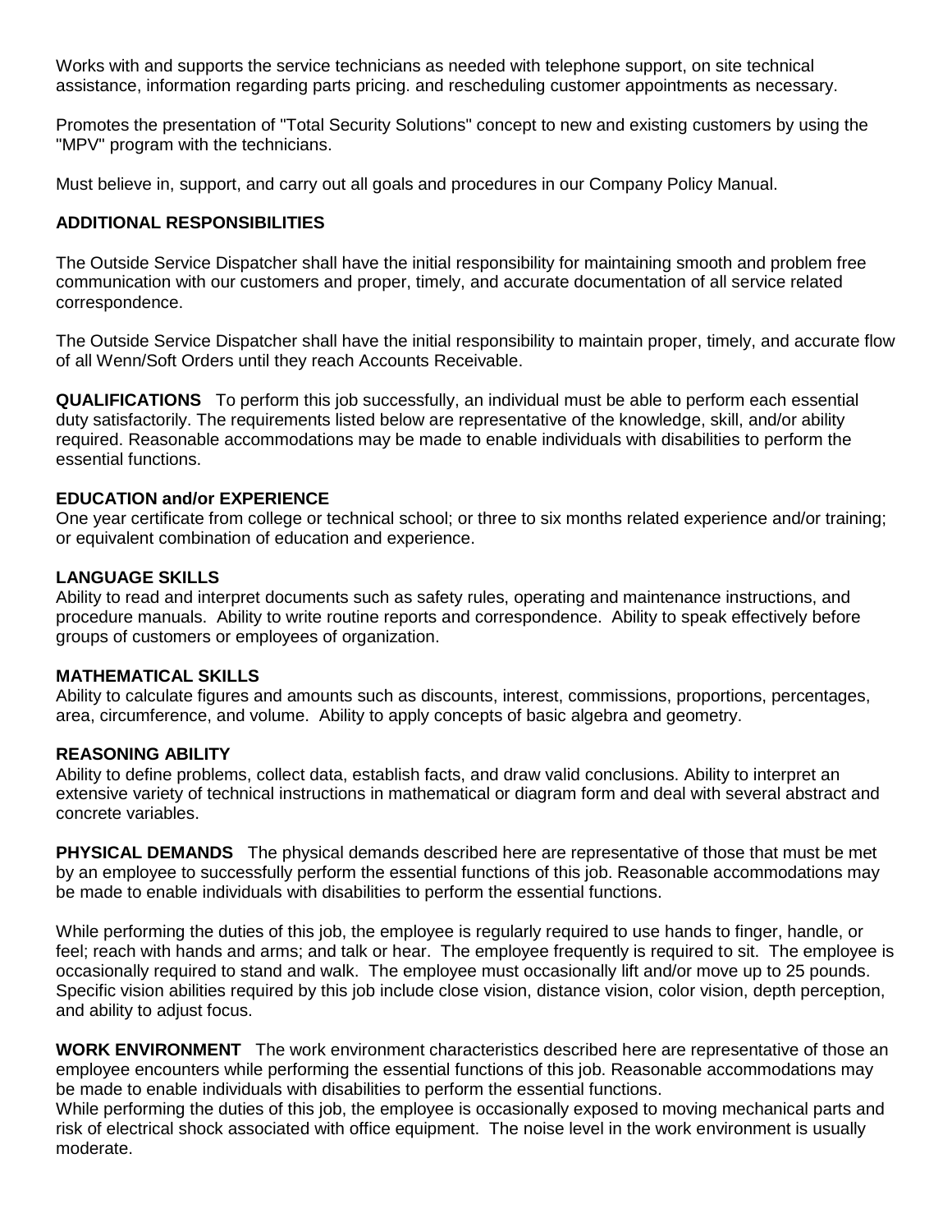Works with and supports the service technicians as needed with telephone support, on site technical assistance, information regarding parts pricing. and rescheduling customer appointments as necessary.

Promotes the presentation of "Total Security Solutions" concept to new and existing customers by using the "MPV" program with the technicians.

Must believe in, support, and carry out all goals and procedures in our Company Policy Manual.

**ADDITIONAL RESPONSIBILITIES**

The Outside Service Dispatcher shall have the initial responsibility for maintaining smooth and problem free communication with our customers and proper, timely, and accurate documentation of all service related correspondence.

The Outside Service Dispatcher shall have the initial responsibility to maintain proper, timely, and accurate flow of all Wenn/Soft Orders until they reach Accounts Receivable.

**QUALIFICATIONS** To perform this job successfully, an individual must be able to perform each essential duty satisfactorily. The requirements listed below are representative of the knowledge, skill, and/or ability required. Reasonable accommodations may be made to enable individuals with disabilities to perform the essential functions.

**EDUCATION and/or EXPERIENCE**
One year certificate from college or technical school; or three to six months related experience and/or training; or equivalent combination of education and experience.

**LANGUAGE SKILLS**
Ability to read and interpret documents such as safety rules, operating and maintenance instructions, and procedure manuals. Ability to write routine reports and correspondence. Ability to speak effectively before groups of customers or employees of organization.

**MATHEMATICAL SKILLS**
Ability to calculate figures and amounts such as discounts, interest, commissions, proportions, percentages, area, circumference, and volume. Ability to apply concepts of basic algebra and geometry.

**REASONING ABILITY**
Ability to define problems, collect data, establish facts, and draw valid conclusions. Ability to interpret an extensive variety of technical instructions in mathematical or diagram form and deal with several abstract and concrete variables.

**PHYSICAL DEMANDS** The physical demands described here are representative of those that must be met by an employee to successfully perform the essential functions of this job. Reasonable accommodations may be made to enable individuals with disabilities to perform the essential functions.

While performing the duties of this job, the employee is regularly required to use hands to finger, handle, or feel; reach with hands and arms; and talk or hear. The employee frequently is required to sit. The employee is occasionally required to stand and walk. The employee must occasionally lift and/or move up to 25 pounds. Specific vision abilities required by this job include close vision, distance vision, color vision, depth perception, and ability to adjust focus.

**WORK ENVIRONMENT** The work environment characteristics described here are representative of those an employee encounters while performing the essential functions of this job. Reasonable accommodations may be made to enable individuals with disabilities to perform the essential functions.
While performing the duties of this job, the employee is occasionally exposed to moving mechanical parts and risk of electrical shock associated with office equipment. The noise level in the work environment is usually moderate.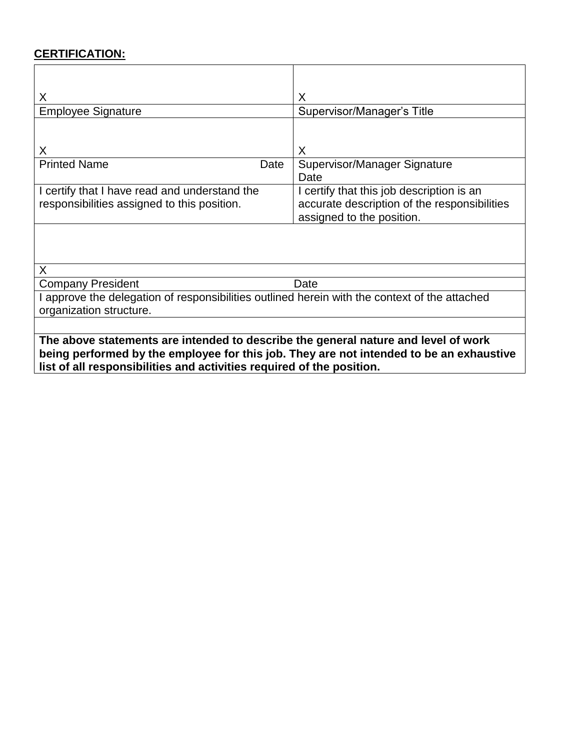**CERTIFICATION:**

| | |
|---|---|
| X | X |
| Employee Signature | Supervisor/Manager's Title |
| X | X |
| Printed Name Date | Supervisor/Manager Signature Date |
| I certify that I have read and understand the responsibilities assigned to this position. | I certify that this job description is an accurate description of the responsibilities assigned to the position. |
| X | |
| Company President Date | |
| I approve the delegation of responsibilities outlined herein with the context of the attached organization structure. | |
| | |
| **The above statements are intended to describe the general nature and level of work being performed by the employee for this job. They are not intended to be an exhaustive list of all responsibilities and activities required of the position.** | |